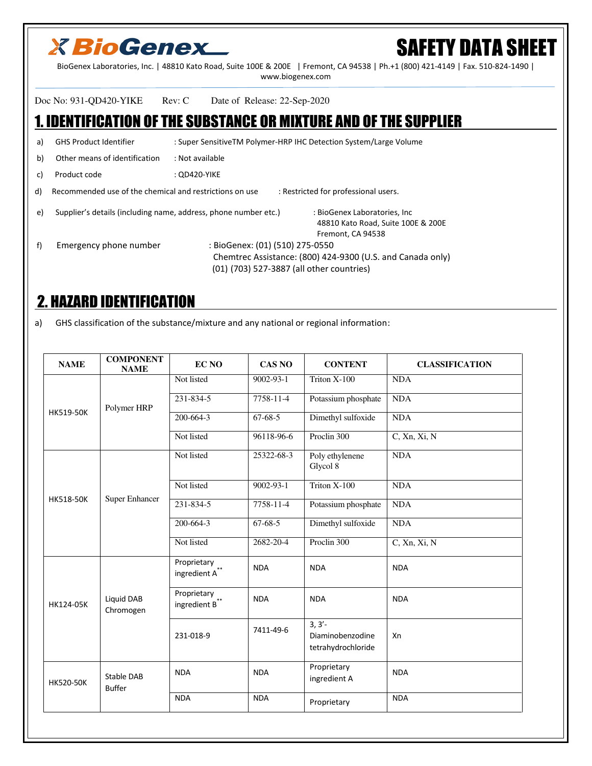# BioGenex

# SAFETY DATA SHEET

BioGenex Laboratories, Inc. | 48810 Kato Road, Suite 100E & 200E | Fremont, CA 94538 | Ph.+1 (800) 421-4149 | Fax. 510-824-1490 | www.biogenex.com

Doc No: 931-QD420-YIKE Rev: C Date of Release: 22-Sep-2020

## 1. IDENTIFICATION OF THE SUBSTANCE OR MIXTURE AND OF THE SUPPLIER

a) GHS Product Identifier : Super SensitiveTM Polymer-HRP IHC Detection System/Large Volume

b) Other means of identification : Not available

c) Product code : QD420-YIKE

d) Recommended use of the chemical and restrictions on use : Restricted for professional users.

e) Supplier's details (including name, address, phone number etc.) : BioGenex Laboratories, Inc
48810 Kato Road, Suite 100E & 200E
Fremont, CA 94538

f) Emergency phone number : BioGenex: (01) (510) 275-0550
Chemtrec Assistance: (800) 424-9300 (U.S. and Canada only)
(01) (703) 527-3887 (all other countries)

## 2. HAZARD IDENTIFICATION

a) GHS classification of the substance/mixture and any national or regional information:

| NAME | COMPONENT NAME | EC NO | CAS NO | CONTENT | CLASSIFICATION |
|---|---|---|---|---|---|
| HK519-50K | Polymer HRP | Not listed | 9002-93-1 | Triton X-100 | NDA |
| | | 231-834-5 | 7758-11-4 | Potassium phosphate | NDA |
| | | 200-664-3 | 67-68-5 | Dimethyl sulfoxide | NDA |
| | | Not listed | 96118-96-6 | Proclin 300 | C, Xn, Xi, N |
| HK518-50K | Super Enhancer | Not listed | 25322-68-3 | Poly ethylenene Glycol 8 | NDA |
| | | Not listed | 9002-93-1 | Triton X-100 | NDA |
| | | 231-834-5 | 7758-11-4 | Potassium phosphate | NDA |
| | | 200-664-3 | 67-68-5 | Dimethyl sulfoxide | NDA |
| | | Not listed | 2682-20-4 | Proclin 300 | C, Xn, Xi, N |
| HK124-05K | Liquid DAB Chromogen | Proprietary ingredient A** | NDA | NDA | NDA |
| | | Proprietary ingredient B** | NDA | NDA | NDA |
| | | 231-018-9 | 7411-49-6 | 3, 3'-Diaminobenzodine tetrahydrochloride | Xn |
| HK520-50K | Stable DAB Buffer | NDA | NDA | Proprietary ingredient A | NDA |
| | | NDA | NDA | Proprietary | NDA |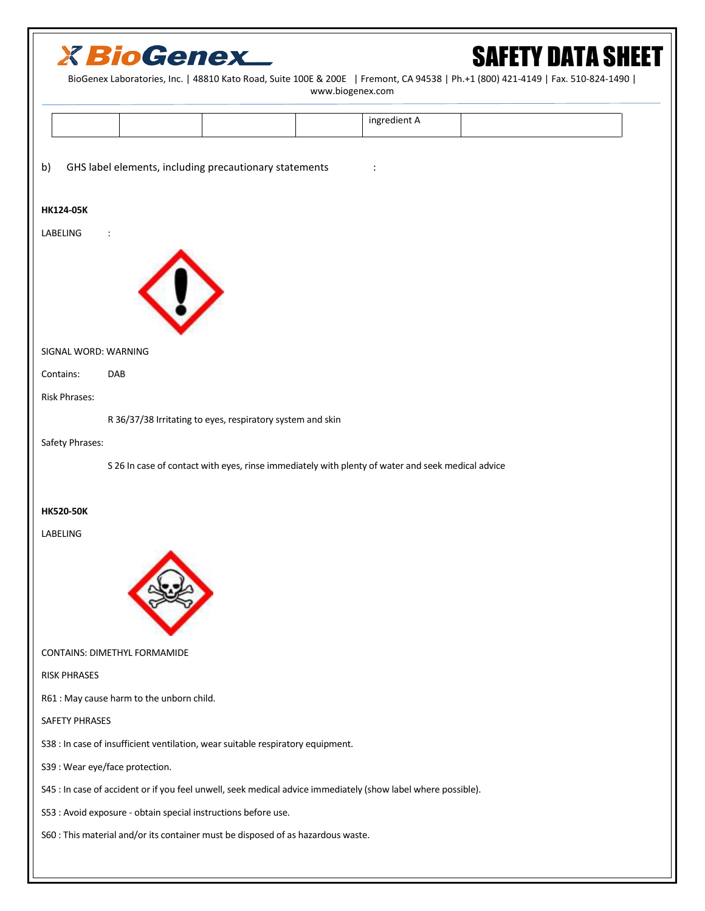| | | | | ingredient A | |
|---|---|---|---|---|---|

b) GHS label elements, including precautionary statements :

**HK124-05K**

LABELING :

SIGNAL WORD: WARNING

Contains: DAB

Risk Phrases:

R 36/37/38 Irritating to eyes, respiratory system and skin

Safety Phrases:

S 26 In case of contact with eyes, rinse immediately with plenty of water and seek medical advice

**HK520-50K**

LABELING

CONTAINS: DIMETHYL FORMAMIDE

RISK PHRASES

R61 : May cause harm to the unborn child.

SAFETY PHRASES

S38 : In case of insufficient ventilation, wear suitable respiratory equipment.

S39 : Wear eye/face protection.

S45 : In case of accident or if you feel unwell, seek medical advice immediately (show label where possible).

S53 : Avoid exposure - obtain special instructions before use.

S60 : This material and/or its container must be disposed of as hazardous waste.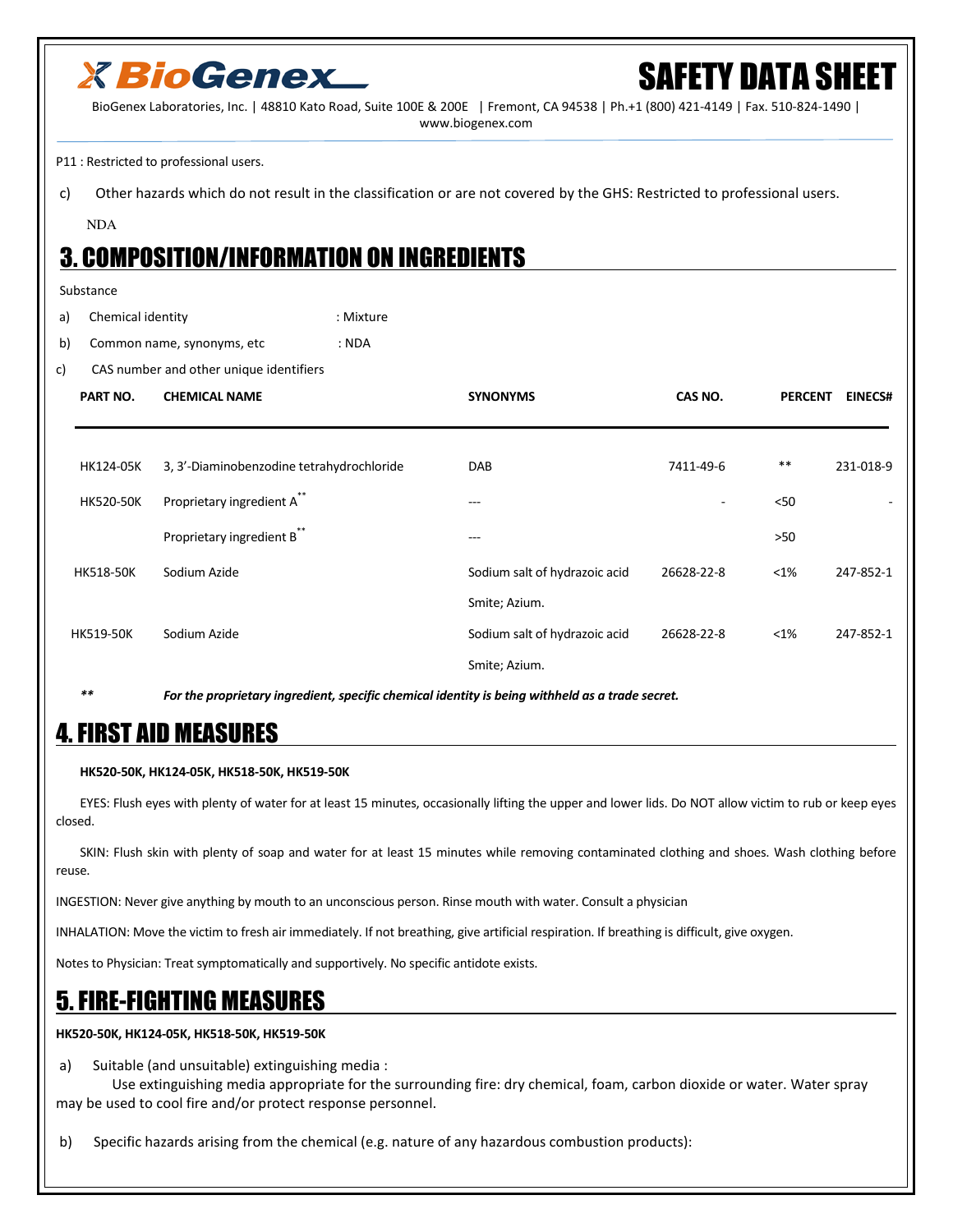P11 : Restricted to professional users.

c) Other hazards which do not result in the classification or are not covered by the GHS: Restricted to professional users.

NDA

# 3. COMPOSITION/INFORMATION ON INGREDIENTS

Substance

a) Chemical identity : Mixture

b) Common name, synonyms, etc : NDA

c) CAS number and other unique identifiers

| PART NO. | CHEMICAL NAME | SYNONYMS | CAS NO. | PERCENT | EINECS# |
|---|---|---|---|---|---|
| HK124-05K | 3, 3'-Diaminobenzodine tetrahydrochloride | DAB | 7411-49-6 | ** | 231-018-9 |
| HK520-50K | Proprietary ingredient A** | --- | - | <50 | - |
| | Proprietary ingredient B** | --- | | >50 | |
| HK518-50K | Sodium Azide | Sodium salt of hydrazoic acid Smite; Azium. | 26628-22-8 | <1% | 247-852-1 |
| HK519-50K | Sodium Azide | Sodium salt of hydrazoic acid Smite; Azium. | 26628-22-8 | <1% | 247-852-1 |

** ***For the proprietary ingredient, specific chemical identity is being withheld as a trade secret.***

# 4. FIRST AID MEASURES

**HK520-50K, HK124-05K, HK518-50K, HK519-50K**

EYES: Flush eyes with plenty of water for at least 15 minutes, occasionally lifting the upper and lower lids. Do NOT allow victim to rub or keep eyes closed.

SKIN: Flush skin with plenty of soap and water for at least 15 minutes while removing contaminated clothing and shoes. Wash clothing before reuse.

INGESTION: Never give anything by mouth to an unconscious person. Rinse mouth with water. Consult a physician

INHALATION: Move the victim to fresh air immediately. If not breathing, give artificial respiration. If breathing is difficult, give oxygen.

Notes to Physician: Treat symptomatically and supportively. No specific antidote exists.

# 5. FIRE-FIGHTING MEASURES

**HK520-50K, HK124-05K, HK518-50K, HK519-50K**

a) Suitable (and unsuitable) extinguishing media :
Use extinguishing media appropriate for the surrounding fire: dry chemical, foam, carbon dioxide or water. Water spray may be used to cool fire and/or protect response personnel.

b) Specific hazards arising from the chemical (e.g. nature of any hazardous combustion products):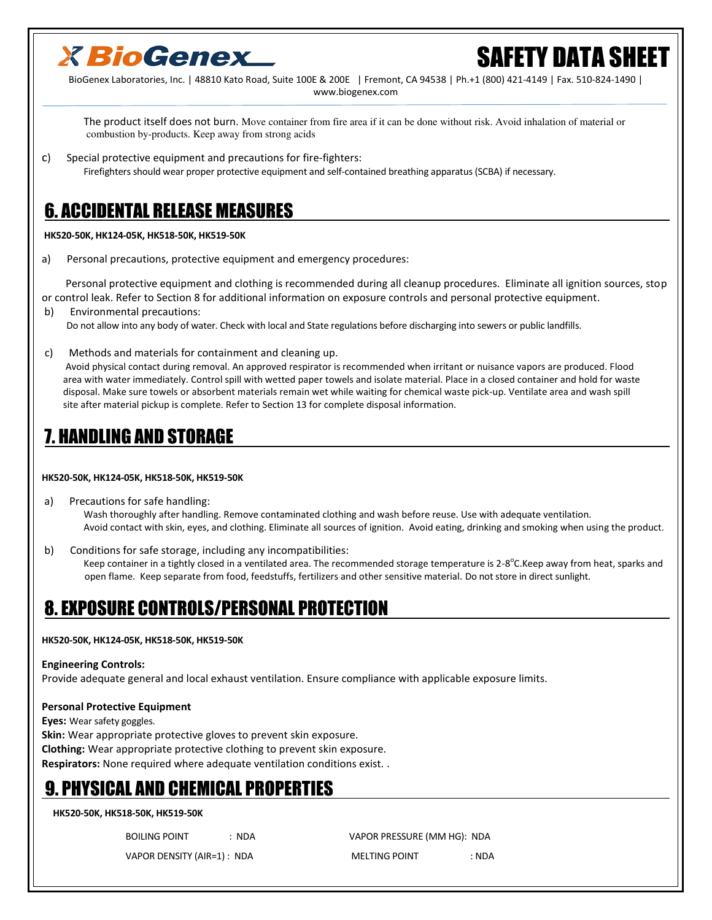The product itself does not burn. Move container from fire area if it can be done without risk. Avoid inhalation of material or combustion by-products. Keep away from strong acids

c) Special protective equipment and precautions for fire-fighters:
Firefighters should wear proper protective equipment and self-contained breathing apparatus (SCBA) if necessary.

## 6. ACCIDENTAL RELEASE MEASURES

**HK520-50K, HK124-05K, HK518-50K, HK519-50K**

a) Personal precautions, protective equipment and emergency procedures:

Personal protective equipment and clothing is recommended during all cleanup procedures. Eliminate all ignition sources, stop or control leak. Refer to Section 8 for additional information on exposure controls and personal protective equipment.

b) Environmental precautions:
Do not allow into any body of water. Check with local and State regulations before discharging into sewers or public landfills.

c) Methods and materials for containment and cleaning up.
Avoid physical contact during removal. An approved respirator is recommended when irritant or nuisance vapors are produced. Flood area with water immediately. Control spill with wetted paper towels and isolate material. Place in a closed container and hold for waste disposal. Make sure towels or absorbent materials remain wet while waiting for chemical waste pick-up. Ventilate area and wash spill site after material pickup is complete. Refer to Section 13 for complete disposal information.

## 7. HANDLING AND STORAGE

**HK520-50K, HK124-05K, HK518-50K, HK519-50K**

a) Precautions for safe handling:
Wash thoroughly after handling. Remove contaminated clothing and wash before reuse. Use with adequate ventilation.
Avoid contact with skin, eyes, and clothing. Eliminate all sources of ignition. Avoid eating, drinking and smoking when using the product.

b) Conditions for safe storage, including any incompatibilities:
Keep container in a tightly closed in a ventilated area. The recommended storage temperature is 2-8°C.Keep away from heat, sparks and open flame. Keep separate from food, feedstuffs, fertilizers and other sensitive material. Do not store in direct sunlight.

## 8. EXPOSURE CONTROLS/PERSONAL PROTECTION

**HK520-50K, HK124-05K, HK518-50K, HK519-50K**

**Engineering Controls:**
Provide adequate general and local exhaust ventilation. Ensure compliance with applicable exposure limits.

**Personal Protective Equipment**
**Eyes:** Wear safety goggles.
**Skin:** Wear appropriate protective gloves to prevent skin exposure.
**Clothing:** Wear appropriate protective clothing to prevent skin exposure.
**Respirators:** None required where adequate ventilation conditions exist. .

## 9. PHYSICAL AND CHEMICAL PROPERTIES

**HK520-50K, HK518-50K, HK519-50K**

| | |
|---|---|
| BOILING POINT : NDA | VAPOR PRESSURE (MM HG): NDA |
| VAPOR DENSITY (AIR=1) : NDA | MELTING POINT : NDA |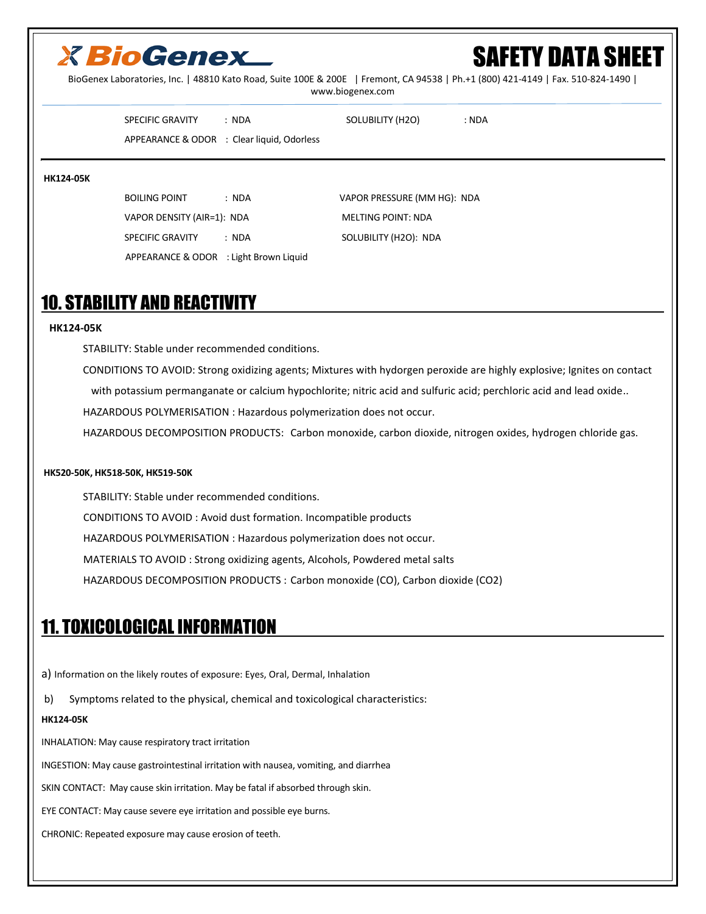SPECIFIC GRAVITY : NDA SOLUBILITY (H2O) : NDA

APPEARANCE & ODOR : Clear liquid, Odorless

**HK124-05K**

BOILING POINT : NDA VAPOR PRESSURE (MM HG): NDA

VAPOR DENSITY (AIR=1): NDA MELTING POINT: NDA

SPECIFIC GRAVITY : NDA SOLUBILITY (H2O): NDA

APPEARANCE & ODOR : Light Brown Liquid

## 10. STABILITY AND REACTIVITY

**HK124-05K**

STABILITY: Stable under recommended conditions.

CONDITIONS TO AVOID: Strong oxidizing agents; Mixtures with hydrogen peroxide are highly explosive; Ignites on contact with potassium permanganate or calcium hypochlorite; nitric acid and sulfuric acid; perchloric acid and lead oxide..

HAZARDOUS POLYMERISATION : Hazardous polymerization does not occur.

HAZARDOUS DECOMPOSITION PRODUCTS: Carbon monoxide, carbon dioxide, nitrogen oxides, hydrogen chloride gas.

**HK520-50K, HK518-50K, HK519-50K**

STABILITY: Stable under recommended conditions.

CONDITIONS TO AVOID : Avoid dust formation. Incompatible products

HAZARDOUS POLYMERISATION : Hazardous polymerization does not occur.

MATERIALS TO AVOID : Strong oxidizing agents, Alcohols, Powdered metal salts

HAZARDOUS DECOMPOSITION PRODUCTS : Carbon monoxide (CO), Carbon dioxide ($CO_2$)

## 11. TOXICOLOGICAL INFORMATION

a) Information on the likely routes of exposure: Eyes, Oral, Dermal, Inhalation

b) Symptoms related to the physical, chemical and toxicological characteristics:

**HK124-05K**

INHALATION: May cause respiratory tract irritation

INGESTION: May cause gastrointestinal irritation with nausea, vomiting, and diarrhea

SKIN CONTACT: May cause skin irritation. May be fatal if absorbed through skin.

EYE CONTACT: May cause severe eye irritation and possible eye burns.

CHRONIC: Repeated exposure may cause erosion of teeth.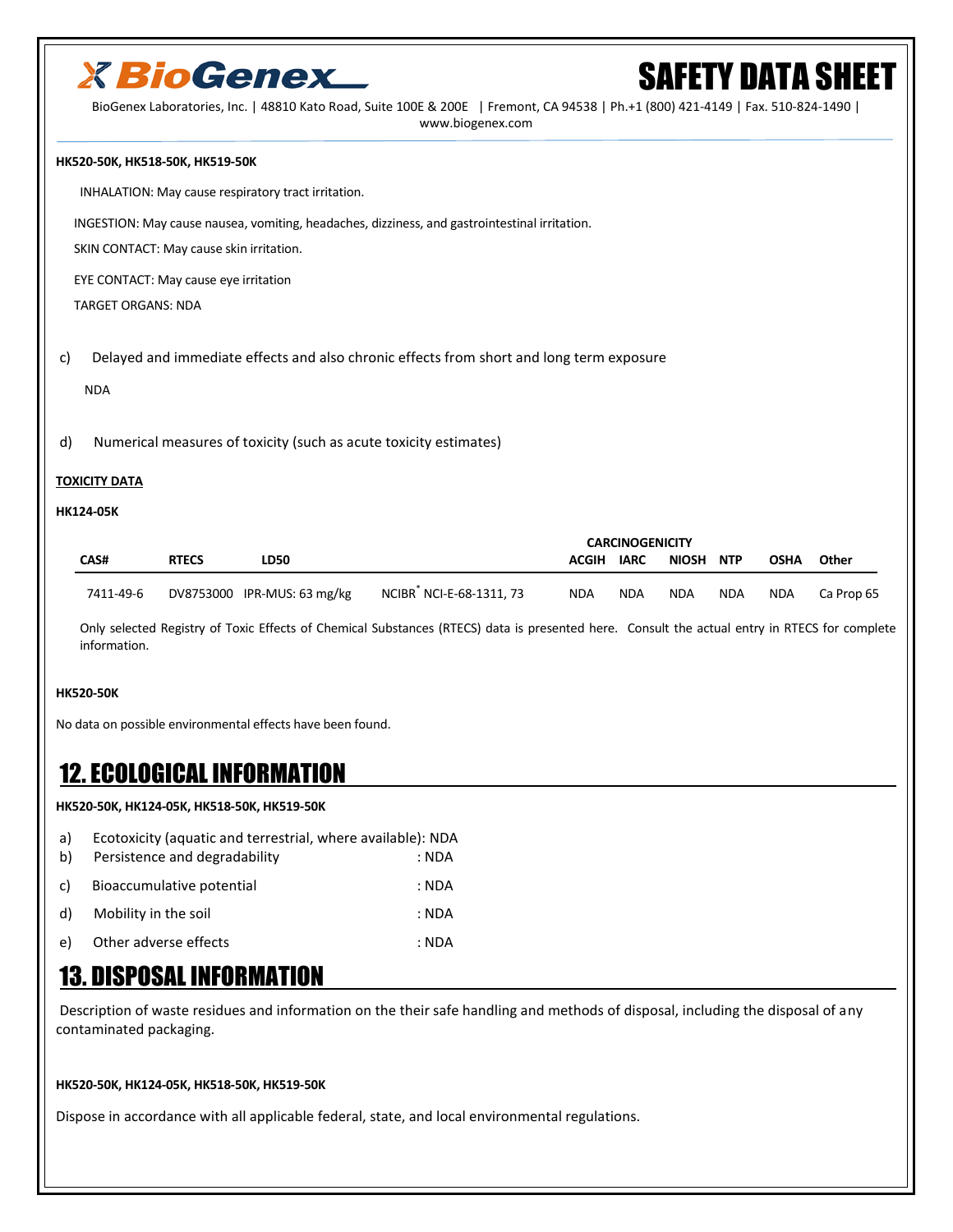HK520-50K, HK518-50K, HK519-50K

INHALATION: May cause respiratory tract irritation.

INGESTION: May cause nausea, vomiting, headaches, dizziness, and gastrointestinal irritation.

SKIN CONTACT: May cause skin irritation.

EYE CONTACT: May cause eye irritation

TARGET ORGANS: NDA

c) Delayed and immediate effects and also chronic effects from short and long term exposure

NDA

d) Numerical measures of toxicity (such as acute toxicity estimates)

**TOXICITY DATA**

**HK124-05K**

| CAS# | RTECS | LD50 | | CARCINOGENICITY ACGIH | IARC | NIOSH | NTP | OSHA | Other |
|---|---|---|---|---|---|---|---|---|---|
| 7411-49-6 | DV8753000 | IPR-MUS: 63 mg/kg | NCIBR* NCI-E-68-1311, 73 | NDA | NDA | NDA | NDA | NDA | Ca Prop 65 |

Only selected Registry of Toxic Effects of Chemical Substances (RTECS) data is presented here. Consult the actual entry in RTECS for complete information.

**HK520-50K**

No data on possible environmental effects have been found.

# 12. ECOLOGICAL INFORMATION

**HK520-50K, HK124-05K, HK518-50K, HK519-50K**

a) Ecotoxicity (aquatic and terrestrial, where available): NDA

b) Persistence and degradability : NDA

c) Bioaccumulative potential : NDA

d) Mobility in the soil : NDA

e) Other adverse effects : NDA

# 13. DISPOSAL INFORMATION

Description of waste residues and information on the their safe handling and methods of disposal, including the disposal of any contaminated packaging.

**HK520-50K, HK124-05K, HK518-50K, HK519-50K**

Dispose in accordance with all applicable federal, state, and local environmental regulations.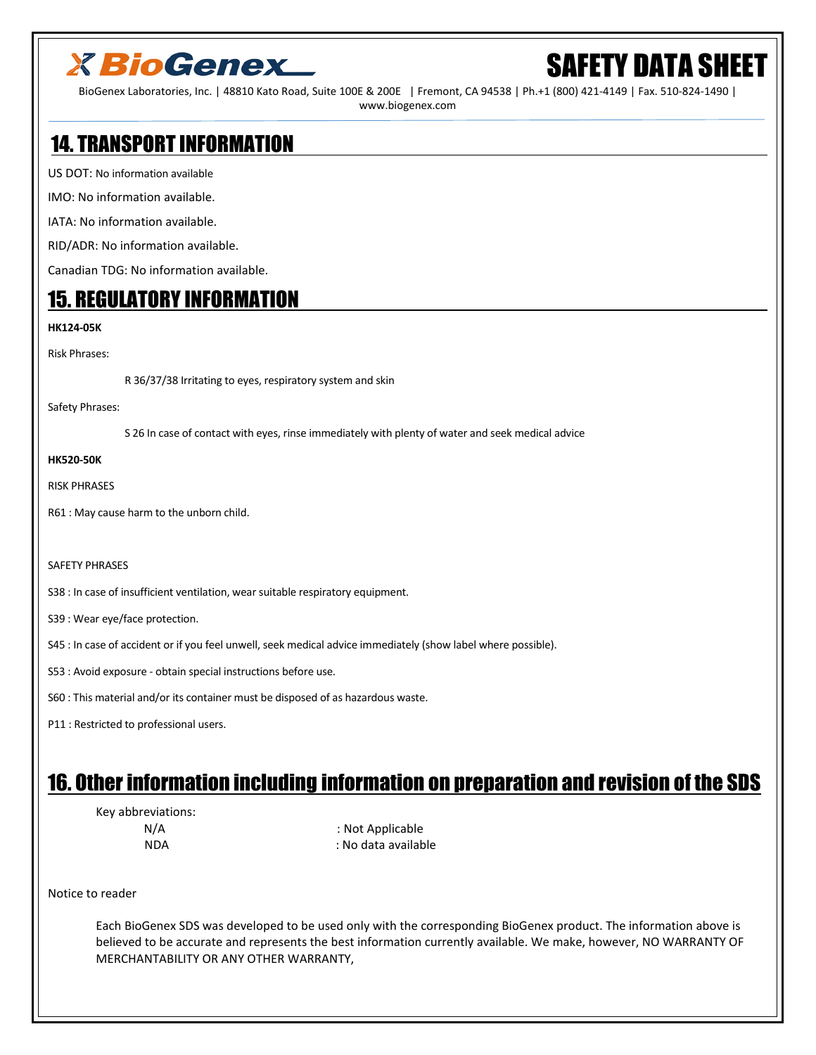## 14. TRANSPORT INFORMATION

US DOT: No information available

IMO: No information available.

IATA: No information available.

RID/ADR: No information available.

Canadian TDG: No information available.

## 15. REGULATORY INFORMATION

**HK124-05K**

Risk Phrases:

R 36/37/38 Irritating to eyes, respiratory system and skin

Safety Phrases:

S 26 In case of contact with eyes, rinse immediately with plenty of water and seek medical advice

**HK520-50K**

RISK PHRASES

R61 : May cause harm to the unborn child.

SAFETY PHRASES

S38 : In case of insufficient ventilation, wear suitable respiratory equipment.

S39 : Wear eye/face protection.

S45 : In case of accident or if you feel unwell, seek medical advice immediately (show label where possible).

S53 : Avoid exposure - obtain special instructions before use.

S60 : This material and/or its container must be disposed of as hazardous waste.

P11 : Restricted to professional users.

## 16. Other information including information on preparation and revision of the SDS

Key abbreviations:

| | |
|---|---|
| N/A | : Not Applicable |
| NDA | : No data available |

Notice to reader

Each BioGenex SDS was developed to be used only with the corresponding BioGenex product. The information above is believed to be accurate and represents the best information currently available. We make, however, NO WARRANTY OF MERCHANTABILITY OR ANY OTHER WARRANTY,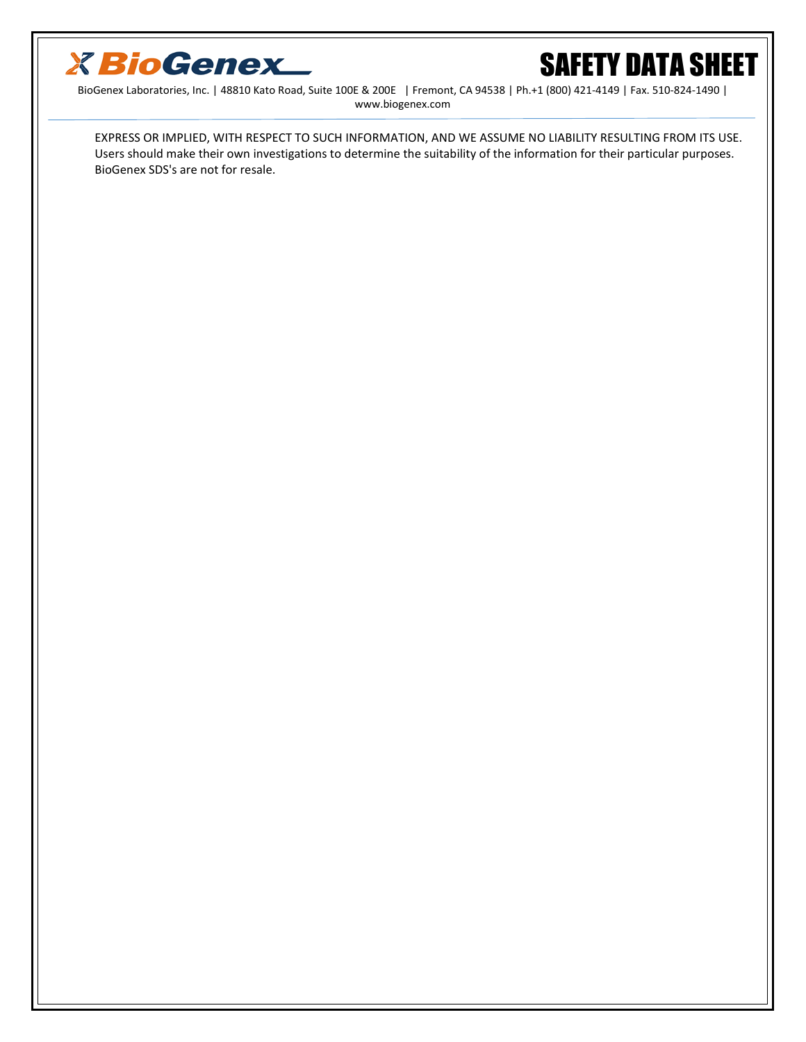EXPRESS OR IMPLIED, WITH RESPECT TO SUCH INFORMATION, AND WE ASSUME NO LIABILITY RESULTING FROM ITS USE. Users should make their own investigations to determine the suitability of the information for their particular purposes. BioGenex SDS's are not for resale.